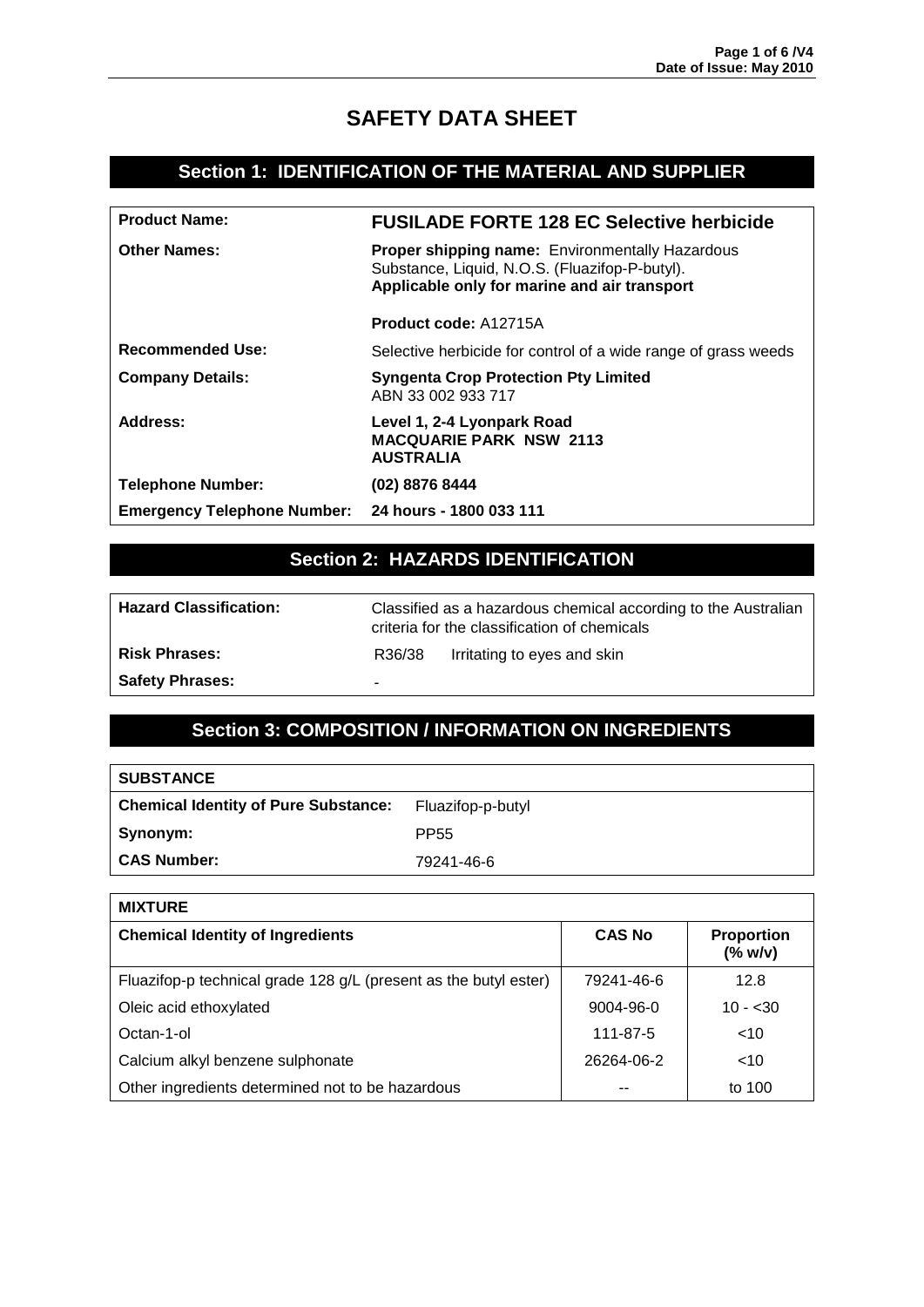# SAFETY DATA SHEET

## Section 1: IDENTIFICATION OF THE MATERIAL AND SUPPLIER

| | |
|---|---|
| **Product Name:** | **FUSILADE FORTE 128 EC Selective herbicide** |
| **Other Names:** | **Proper shipping name:** Environmentally Hazardous Substance, Liquid, N.O.S. (Fluazifop-P-butyl). **Applicable only for marine and air transport**<br><br>**Product code:** A12715A |
| **Recommended Use:** | Selective herbicide for control of a wide range of grass weeds |
| **Company Details:** | **Syngenta Crop Protection Pty Limited**<br>ABN 33 002 933 717 |
| **Address:** | **Level 1, 2-4 Lyonpark Road**<br>**MACQUARIE PARK NSW 2113**<br>**AUSTRALIA** |
| **Telephone Number:** | **(02) 8876 8444** |
| **Emergency Telephone Number:** | **24 hours - 1800 033 111** |

## Section 2: HAZARDS IDENTIFICATION

| | |
|---|---|
| **Hazard Classification:** | Classified as a hazardous chemical according to the Australian criteria for the classification of chemicals |
| **Risk Phrases:** | R36/38 Irritating to eyes and skin |
| **Safety Phrases:** | - |

## Section 3: COMPOSITION / INFORMATION ON INGREDIENTS

| **SUBSTANCE** | |
|---|---|
| **Chemical Identity of Pure Substance:** | Fluazifop-p-butyl |
| **Synonym:** | PP55 |
| **CAS Number:** | 79241-46-6 |

**MIXTURE**

| **Chemical Identity of Ingredients** | **CAS No** | **Proportion (% w/v)** |
|---|---|---|
| Fluazifop-p technical grade 128 g/L (present as the butyl ester) | 79241-46-6 | 12.8 |
| Oleic acid ethoxylated | 9004-96-0 | 10 - <30 |
| Octan-1-ol | 111-87-5 | <10 |
| Calcium alkyl benzene sulphonate | 26264-06-2 | <10 |
| Other ingredients determined not to be hazardous | -- | to 100 |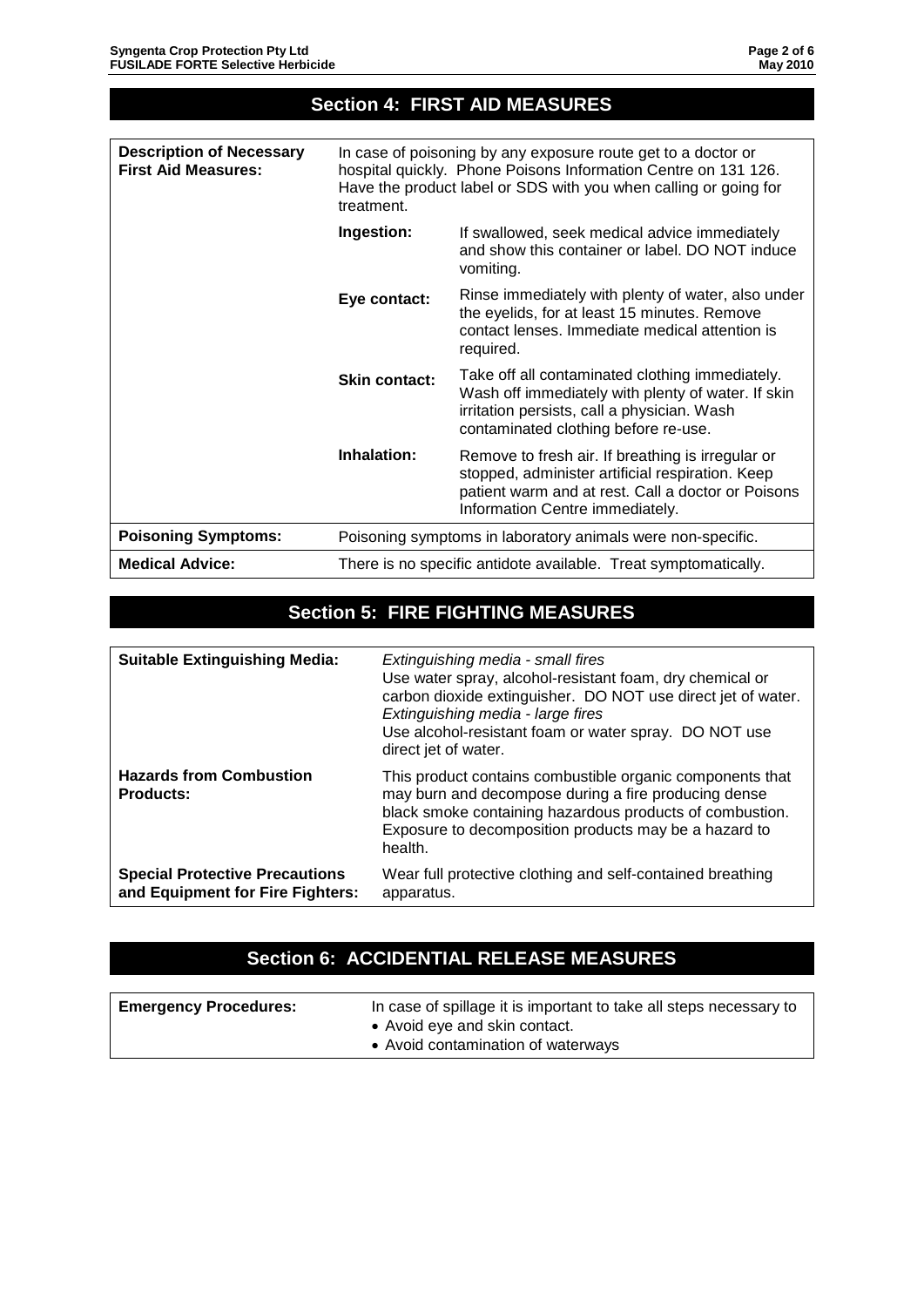## Section 4: FIRST AID MEASURES

| | | |
|---|---|---|
| **Description of Necessary First Aid Measures:** | In case of poisoning by any exposure route get to a doctor or hospital quickly. Phone Poisons Information Centre on 131 126. Have the product label or SDS with you when calling or going for treatment. | |
| | **Ingestion:** | If swallowed, seek medical advice immediately and show this container or label. DO NOT induce vomiting. |
| | **Eye contact:** | Rinse immediately with plenty of water, also under the eyelids, for at least 15 minutes. Remove contact lenses. Immediate medical attention is required. |
| | **Skin contact:** | Take off all contaminated clothing immediately. Wash off immediately with plenty of water. If skin irritation persists, call a physician. Wash contaminated clothing before re-use. |
| | **Inhalation:** | Remove to fresh air. If breathing is irregular or stopped, administer artificial respiration. Keep patient warm and at rest. Call a doctor or Poisons Information Centre immediately. |
| **Poisoning Symptoms:** | Poisoning symptoms in laboratory animals were non-specific. | |
| **Medical Advice:** | There is no specific antidote available. Treat symptomatically. | |

## Section 5: FIRE FIGHTING MEASURES

| | |
|---|---|
| **Suitable Extinguishing Media:** | *Extinguishing media - small fires* Use water spray, alcohol-resistant foam, dry chemical or carbon dioxide extinguisher. DO NOT use direct jet of water. *Extinguishing media - large fires* Use alcohol-resistant foam or water spray. DO NOT use direct jet of water. |
| **Hazards from Combustion Products:** | This product contains combustible organic components that may burn and decompose during a fire producing dense black smoke containing hazardous products of combustion. Exposure to decomposition products may be a hazard to health. |
| **Special Protective Precautions and Equipment for Fire Fighters:** | Wear full protective clothing and self-contained breathing apparatus. |

## Section 6: ACCIDENTAL RELEASE MEASURES

| | |
|---|---|
| **Emergency Procedures:** | In case of spillage it is important to take all steps necessary to<br>• Avoid eye and skin contact.<br>• Avoid contamination of waterways |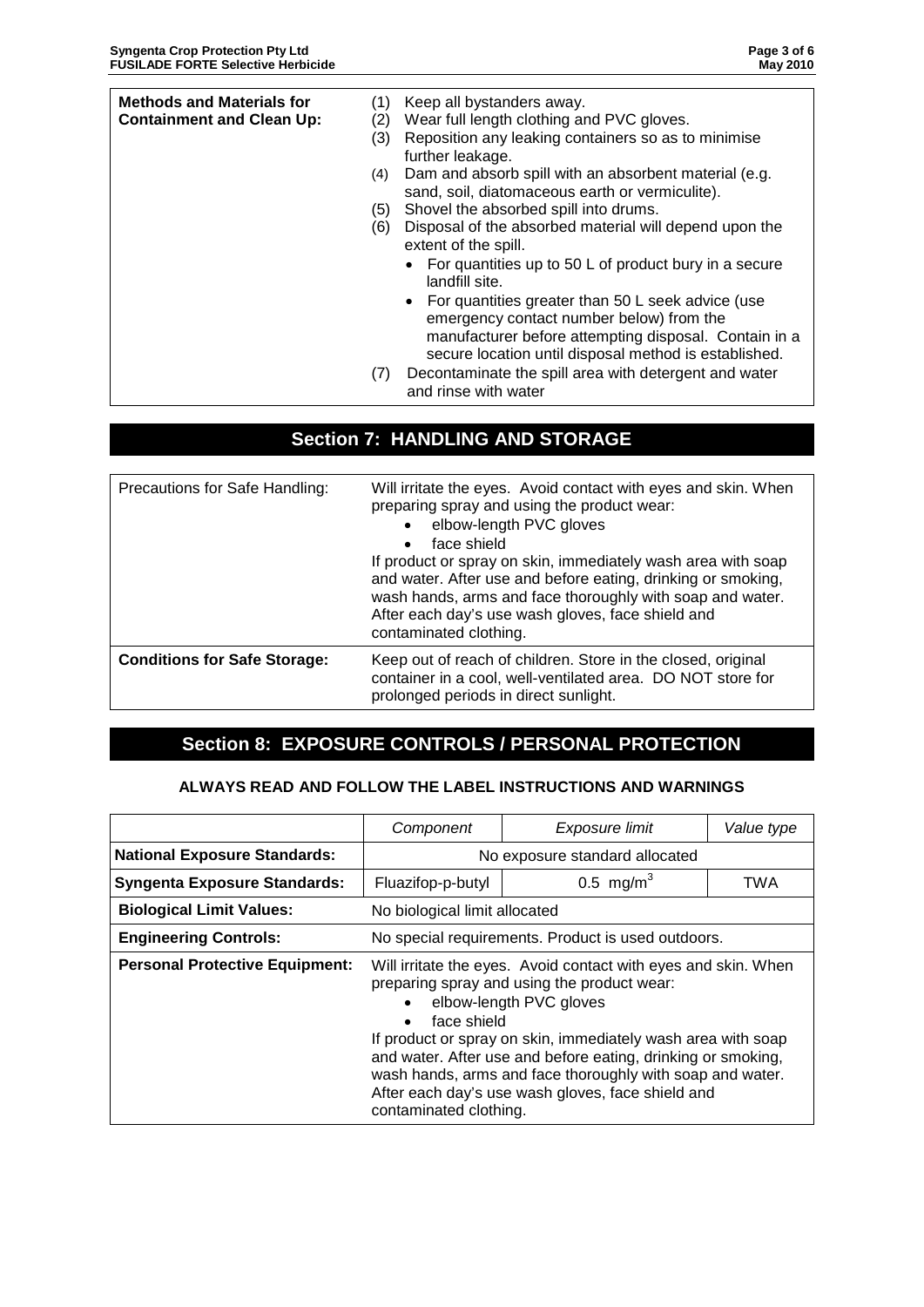| | |
|---|---|
| **Methods and Materials for Containment and Clean Up:** | (1) Keep all bystanders away.<br>(2) Wear full length clothing and PVC gloves.<br>(3) Reposition any leaking containers so as to minimise further leakage.<br>(4) Dam and absorb spill with an absorbent material (e.g. sand, soil, diatomaceous earth or vermiculite).<br>(5) Shovel the absorbed spill into drums.<br>(6) Disposal of the absorbed material will depend upon the extent of the spill.<br>• For quantities up to 50 L of product bury in a secure landfill site.<br>• For quantities greater than 50 L seek advice (use emergency contact number below) from the manufacturer before attempting disposal. Contain in a secure location until disposal method is established.<br>(7) Decontaminate the spill area with detergent and water and rinse with water |

## Section 7: HANDLING AND STORAGE

| | |
|---|---|
| Precautions for Safe Handling: | Will irritate the eyes. Avoid contact with eyes and skin. When preparing spray and using the product wear:<br>• elbow-length PVC gloves<br>• face shield<br>If product or spray on skin, immediately wash area with soap and water. After use and before eating, drinking or smoking, wash hands, arms and face thoroughly with soap and water. After each day's use wash gloves, face shield and contaminated clothing. |
| **Conditions for Safe Storage:** | Keep out of reach of children. Store in the closed, original container in a cool, well-ventilated area. DO NOT store for prolonged periods in direct sunlight. |

## Section 8: EXPOSURE CONTROLS / PERSONAL PROTECTION

**ALWAYS READ AND FOLLOW THE LABEL INSTRUCTIONS AND WARNINGS**

| | *Component* | *Exposure limit* | *Value type* |
|---|---|---|---|
| **National Exposure Standards:** | No exposure standard allocated | | |
| **Syngenta Exposure Standards:** | Fluazifop-p-butyl | 0.5 mg/m$^3$ | TWA |
| **Biological Limit Values:** | No biological limit allocated | | |
| **Engineering Controls:** | No special requirements. Product is used outdoors. | | |
| **Personal Protective Equipment:** | Will irritate the eyes. Avoid contact with eyes and skin. When preparing spray and using the product wear:<br>• elbow-length PVC gloves<br>• face shield<br>If product or spray on skin, immediately wash area with soap and water. After use and before eating, drinking or smoking, wash hands, arms and face thoroughly with soap and water. After each day's use wash gloves, face shield and contaminated clothing. | | |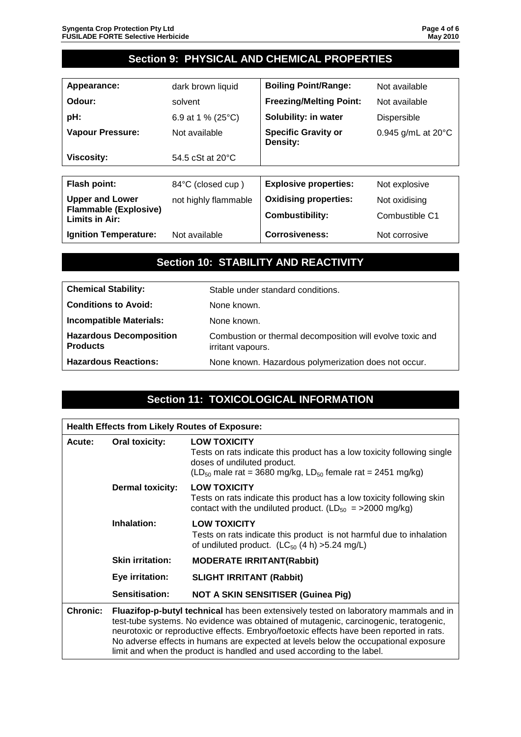## Section 9: PHYSICAL AND CHEMICAL PROPERTIES

| | | | |
|---|---|---|---|
| **Appearance:** | dark brown liquid | **Boiling Point/Range:** | Not available |
| **Odour:** | solvent | **Freezing/Melting Point:** | Not available |
| **pH:** | 6.9 at 1 % (25°C) | **Solubility: in water** | Dispersible |
| **Vapour Pressure:** | Not available | **Specific Gravity or Density:** | 0.945 g/mL at 20°C |
| **Viscosity:** | 54.5 cSt at 20°C | | |

| | | | |
|---|---|---|---|
| **Flash point:** | 84°C (closed cup ) | **Explosive properties:** | Not explosive |
| **Upper and Lower Flammable (Explosive) Limits in Air:** | not highly flammable | **Oxidising properties:** | Not oxidising |
| | | **Combustibility:** | Combustible C1 |
| **Ignition Temperature:** | Not available | **Corrosiveness:** | Not corrosive |

## Section 10: STABILITY AND REACTIVITY

| | |
|---|---|
| **Chemical Stability:** | Stable under standard conditions. |
| **Conditions to Avoid:** | None known. |
| **Incompatible Materials:** | None known. |
| **Hazardous Decomposition Products** | Combustion or thermal decomposition will evolve toxic and irritant vapours. |
| **Hazardous Reactions:** | None known. Hazardous polymerization does not occur. |

## Section 11: TOXICOLOGICAL INFORMATION

**Health Effects from Likely Routes of Exposure:**

| | | |
|---|---|---|
| **Acute:** | **Oral toxicity:** | **LOW TOXICITY** Tests on rats indicate this product has a low toxicity following single doses of undiluted product. ($LD_{50}$ male rat = 3680 mg/kg, $LD_{50}$ female rat = 2451 mg/kg) |
| | **Dermal toxicity:** | **LOW TOXICITY** Tests on rats indicate this product has a low toxicity following skin contact with the undiluted product. ($LD_{50}$ = >2000 mg/kg) |
| | **Inhalation:** | **LOW TOXICITY** Tests on rats indicate this product is not harmful due to inhalation of undiluted product. ($LC_{50}$ (4 h) >5.24 mg/L) |
| | **Skin irritation:** | **MODERATE IRRITANT(Rabbit)** |
| | **Eye irritation:** | **SLIGHT IRRITANT (Rabbit)** |
| | **Sensitisation:** | **NOT A SKIN SENSITISER (Guinea Pig)** |
| **Chronic:** | **Fluazifop-p-butyl technical** has been extensively tested on laboratory mammals and in test-tube systems. No evidence was obtained of mutagenic, carcinogenic, teratogenic, neurotoxic or reproductive effects. Embryo/foetoxic effects have been reported in rats. No adverse effects in humans are expected at levels below the occupational exposure limit and when the product is handled and used according to the label. | |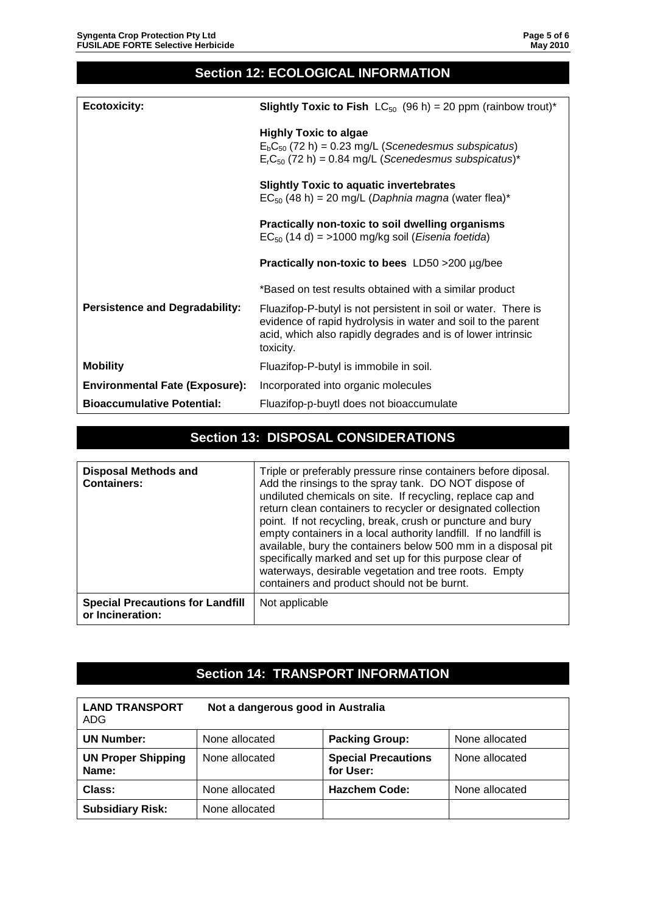## Section 12: ECOLOGICAL INFORMATION

| | |
|---|---|
| **Ecotoxicity:** | **Slightly Toxic to Fish** $LC_{50}$ (96 h) = 20 ppm (rainbow trout)*<br><br>**Highly Toxic to algae**<br>$E_bC_{50}$ (72 h) = 0.23 mg/L (*Scenedesmus subspicatus*)<br>$E_rC_{50}$ (72 h) = 0.84 mg/L (*Scenedesmus subspicatus*)*<br><br>**Slightly Toxic to aquatic invertebrates**<br>$EC_{50}$ (48 h) = 20 mg/L (*Daphnia magna* (water flea)*<br><br>**Practically non-toxic to soil dwelling organisms**<br>$EC_{50}$ (14 d) = >1000 mg/kg soil (*Eisenia foetida*)<br><br>**Practically non-toxic to bees** LD50 >200 µg/bee<br><br>*Based on test results obtained with a similar product |
| **Persistence and Degradability:** | Fluazifop-P-butyl is not persistent in soil or water. There is evidence of rapid hydrolysis in water and soil to the parent acid, which also rapidly degrades and is of lower intrinsic toxicity. |
| **Mobility** | Fluazifop-P-butyl is immobile in soil. |
| **Environmental Fate (Exposure):** | Incorporated into organic molecules |
| **Bioaccumulative Potential:** | Fluazifop-p-buytl does not bioaccumulate |

## Section 13: DISPOSAL CONSIDERATIONS

| | |
|---|---|
| **Disposal Methods and Containers:** | Triple or preferably pressure rinse containers before diposal. Add the rinsings to the spray tank. DO NOT dispose of undiluted chemicals on site. If recycling, replace cap and return clean containers to recycler or designated collection point. If not recycling, break, crush or puncture and bury empty containers in a local authority landfill. If no landfill is available, bury the containers below 500 mm in a disposal pit specifically marked and set up for this purpose clear of waterways, desirable vegetation and tree roots. Empty containers and product should not be burnt. |
| **Special Precautions for Landfill or Incineration:** | Not applicable |

## Section 14: TRANSPORT INFORMATION

| **LAND TRANSPORT** ADG | **Not a dangerous good in Australia** | | |
|---|---|---|---|
| **UN Number:** | None allocated | **Packing Group:** | None allocated |
| **UN Proper Shipping Name:** | None allocated | **Special Precautions for User:** | None allocated |
| **Class:** | None allocated | **Hazchem Code:** | None allocated |
| **Subsidiary Risk:** | None allocated | | |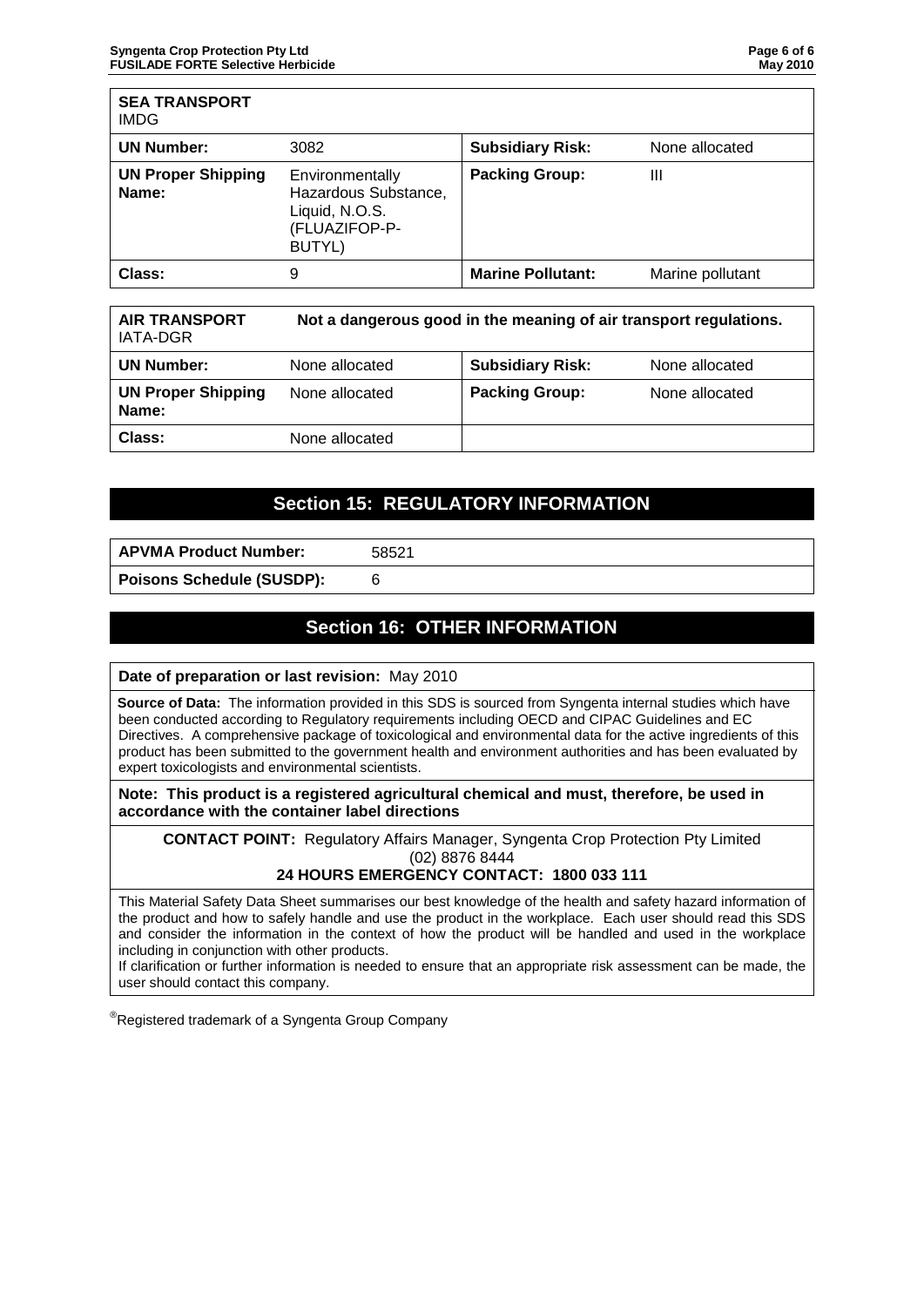| **SEA TRANSPORT** IMDG | | | |
|---|---|---|---|
| **UN Number:** | 3082 | **Subsidiary Risk:** | None allocated |
| **UN Proper Shipping Name:** | Environmentally Hazardous Substance, Liquid, N.O.S. (FLUAZIFOP-P-BUTYL) | **Packing Group:** | III |
| **Class:** | 9 | **Marine Pollutant:** | Marine pollutant |

| **AIR TRANSPORT** IATA-DGR | **Not a dangerous good in the meaning of air transport regulations.** | | |
|---|---|---|---|
| **UN Number:** | None allocated | **Subsidiary Risk:** | None allocated |
| **UN Proper Shipping Name:** | None allocated | **Packing Group:** | None allocated |
| **Class:** | None allocated | | |

## Section 15: REGULATORY INFORMATION

| | |
|---|---|
| **APVMA Product Number:** | 58521 |
| **Poisons Schedule (SUSDP):** | 6 |

## Section 16: OTHER INFORMATION

**Date of preparation or last revision:** May 2010

**Source of Data:** The information provided in this SDS is sourced from Syngenta internal studies which have been conducted according to Regulatory requirements including OECD and CIPAC Guidelines and EC Directives. A comprehensive package of toxicological and environmental data for the active ingredients of this product has been submitted to the government health and environment authorities and has been evaluated by expert toxicologists and environmental scientists.

**Note: This product is a registered agricultural chemical and must, therefore, be used in accordance with the container label directions**

**CONTACT POINT:** Regulatory Affairs Manager, Syngenta Crop Protection Pty Limited (02) 8876 8444

**24 HOURS EMERGENCY CONTACT: 1800 033 111**

This Material Safety Data Sheet summarises our best knowledge of the health and safety hazard information of the product and how to safely handle and use the product in the workplace. Each user should read this SDS and consider the information in the context of how the product will be handled and used in the workplace including in conjunction with other products.
If clarification or further information is needed to ensure that an appropriate risk assessment can be made, the user should contact this company.

®Registered trademark of a Syngenta Group Company